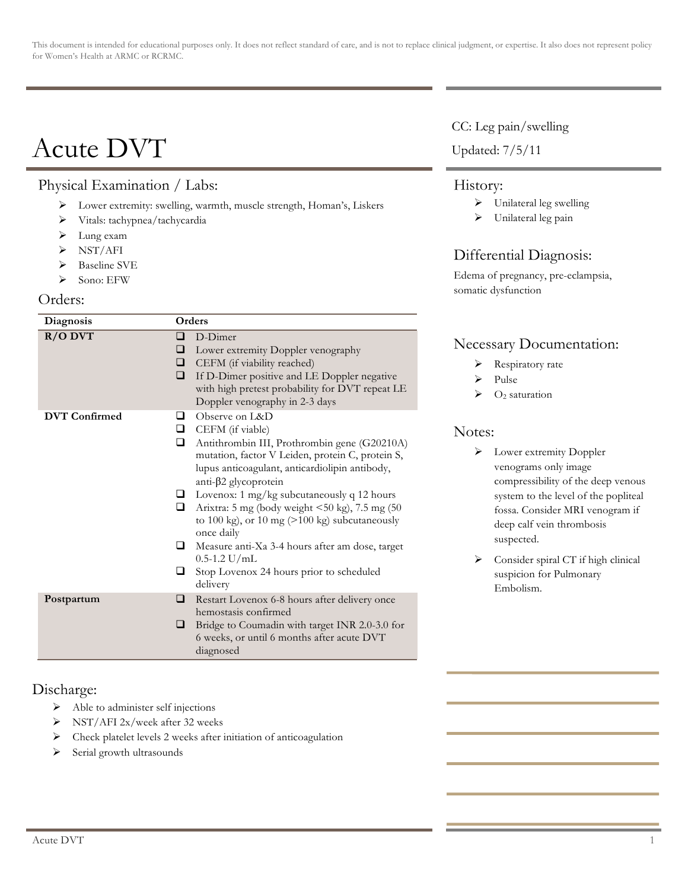This document is intended for educational purposes only. It does not reflect standard of care, and is not to replace clinical judgment, or expertise. It also does not represent policy for Women's Health at ARMC or RCRMC.

# Acute DVT

CC: Leg pain/swelling

Updated: 7/5/11

## Physical Examination / Labs:

- Lower extremity: swelling, warmth, muscle strength, Homan's, Liskers
- Vitals: tachypnea/tachycardia
- Lung exam
- NST/AFI
- Baseline SVE
- Sono: EFW

## Orders:

| Diagnosis | Orders |
|---|---|
| **R/O DVT** | ❑ D-Dimer<br>❑ Lower extremity Doppler venography<br>❑ CEFM (if viability reached)<br>❑ If D-Dimer positive and LE Doppler negative with high pretest probability for DVT repeat LE Doppler venography in 2-3 days |
| **DVT Confirmed** | ❑ Observe on L&D<br>❑ CEFM (if viable)<br>❑ Antithrombin III, Prothrombin gene (G20210A) mutation, factor V Leiden, protein C, protein S, lupus anticoagulant, anticardiolipin antibody, anti-β2 glycoprotein<br>❑ Lovenox: 1 mg/kg subcutaneously q 12 hours<br>❑ Arixtra: 5 mg (body weight <50 kg), 7.5 mg (50 to 100 kg), or 10 mg (>100 kg) subcutaneously once daily<br>❑ Measure anti-Xa 3-4 hours after am dose, target 0.5-1.2 U/mL<br>❑ Stop Lovenox 24 hours prior to scheduled delivery |
| **Postpartum** | ❑ Restart Lovenox 6-8 hours after delivery once hemostasis confirmed<br>❑ Bridge to Coumadin with target INR 2.0-3.0 for 6 weeks, or until 6 months after acute DVT diagnosed |

## Discharge:

- Able to administer self injections
- NST/AFI 2x/week after 32 weeks
- Check platelet levels 2 weeks after initiation of anticoagulation
- Serial growth ultrasounds

## History:

- Unilateral leg swelling
- Unilateral leg pain

## Differential Diagnosis:

Edema of pregnancy, pre-eclampsia, somatic dysfunction

## Necessary Documentation:

- Respiratory rate
- Pulse
- $O_2$ saturation

## Notes:

- Lower extremity Doppler venograms only image compressibility of the deep venous system to the level of the popliteal fossa. Consider MRI venogram if deep calf vein thrombosis suspected.
- Consider spiral CT if high clinical suspicion for Pulmonary Embolism.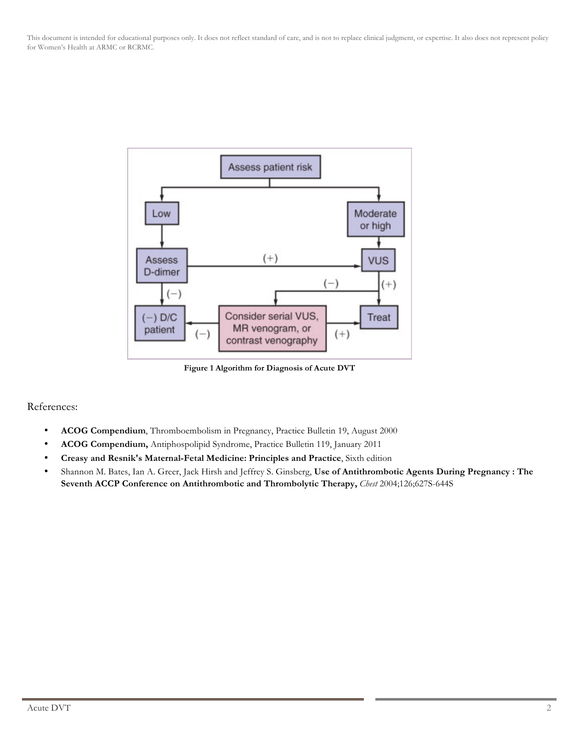Assess patient risk

Low

Moderate or high

Assess D-dimer

(+)

VUS

(−)

(−)

(+)

(−) D/C patient

Consider serial VUS, MR venogram, or contrast venography

Treat

(−)

(+)

**Figure 1 Algorithm for Diagnosis of Acute DVT**

References:

- **ACOG Compendium**, Thromboembolism in Pregnancy, Practice Bulletin 19, August 2000
- **ACOG Compendium,** Antiphospolipid Syndrome, Practice Bulletin 119, January 2011
- **Creasy and Resnik's Maternal-Fetal Medicine: Principles and Practice**, Sixth edition
- Shannon M. Bates, Ian A. Greer, Jack Hirsh and Jeffrey S. Ginsberg, **Use of Antithrombotic Agents During Pregnancy : The Seventh ACCP Conference on Antithrombotic and Thrombolytic Therapy,** *Chest* 2004;126;627S-644S